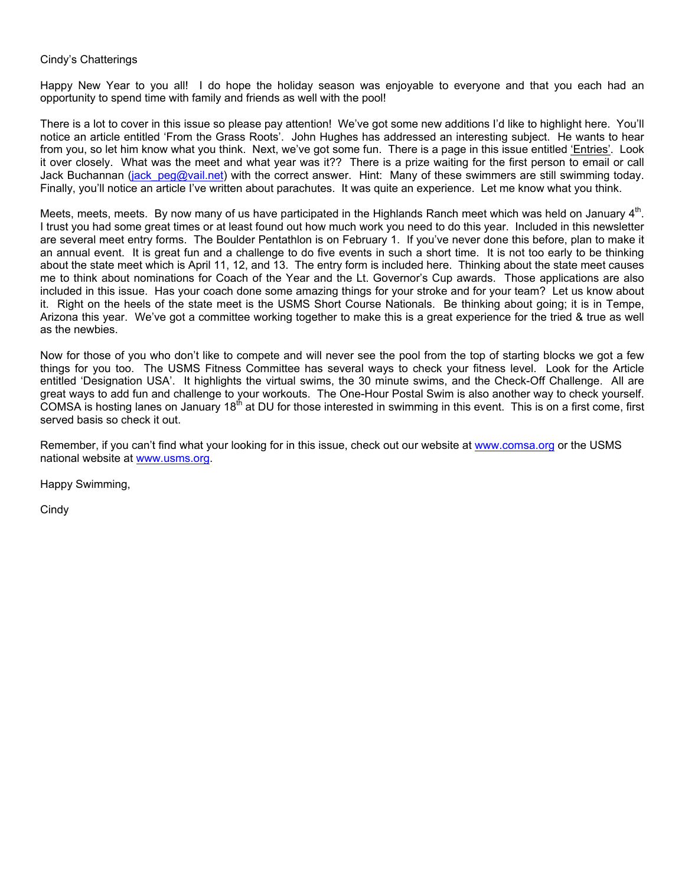Cindy's Chatterings

Happy New Year to you all! I do hope the holiday season was enjoyable to everyone and that you each had an opportunity to spend time with family and friends as well with the pool!

There is a lot to cover in this issue so please pay attention! We've got some new additions I'd like to highlight here. You'll notice an article entitled 'From the Grass Roots'. John Hughes has addressed an interesting subject. He wants to hear from you, so let him know what you think. Next, we've got some fun. There is a page in this issue entitled 'Entries'. Look it over closely. What was the meet and what year was it?? There is a prize waiting for the first person to email or call Jack Buchannan (jack_peg@vail.net) with the correct answer. Hint: Many of these swimmers are still swimming today. Finally, you'll notice an article I've written about parachutes. It was quite an experience. Let me know what you think.

Meets, meets, meets. By now many of us have participated in the Highlands Ranch meet which was held on January 4th. I trust you had some great times or at least found out how much work you need to do this year. Included in this newsletter are several meet entry forms. The Boulder Pentathlon is on February 1. If you've never done this before, plan to make it an annual event. It is great fun and a challenge to do five events in such a short time. It is not too early to be thinking about the state meet which is April 11, 12, and 13. The entry form is included here. Thinking about the state meet causes me to think about nominations for Coach of the Year and the Lt. Governor's Cup awards. Those applications are also included in this issue. Has your coach done some amazing things for your stroke and for your team? Let us know about it. Right on the heels of the state meet is the USMS Short Course Nationals. Be thinking about going; it is in Tempe, Arizona this year. We've got a committee working together to make this is a great experience for the tried & true as well as the newbies.

Now for those of you who don't like to compete and will never see the pool from the top of starting blocks we got a few things for you too. The USMS Fitness Committee has several ways to check your fitness level. Look for the Article entitled 'Designation USA'. It highlights the virtual swims, the 30 minute swims, and the Check-Off Challenge. All are great ways to add fun and challenge to your workouts. The One-Hour Postal Swim is also another way to check yourself. COMSA is hosting lanes on January 18th at DU for those interested in swimming in this event. This is on a first come, first served basis so check it out.

Remember, if you can't find what your looking for in this issue, check out our website at www.comsa.org or the USMS national website at www.usms.org.

Happy Swimming,

Cindy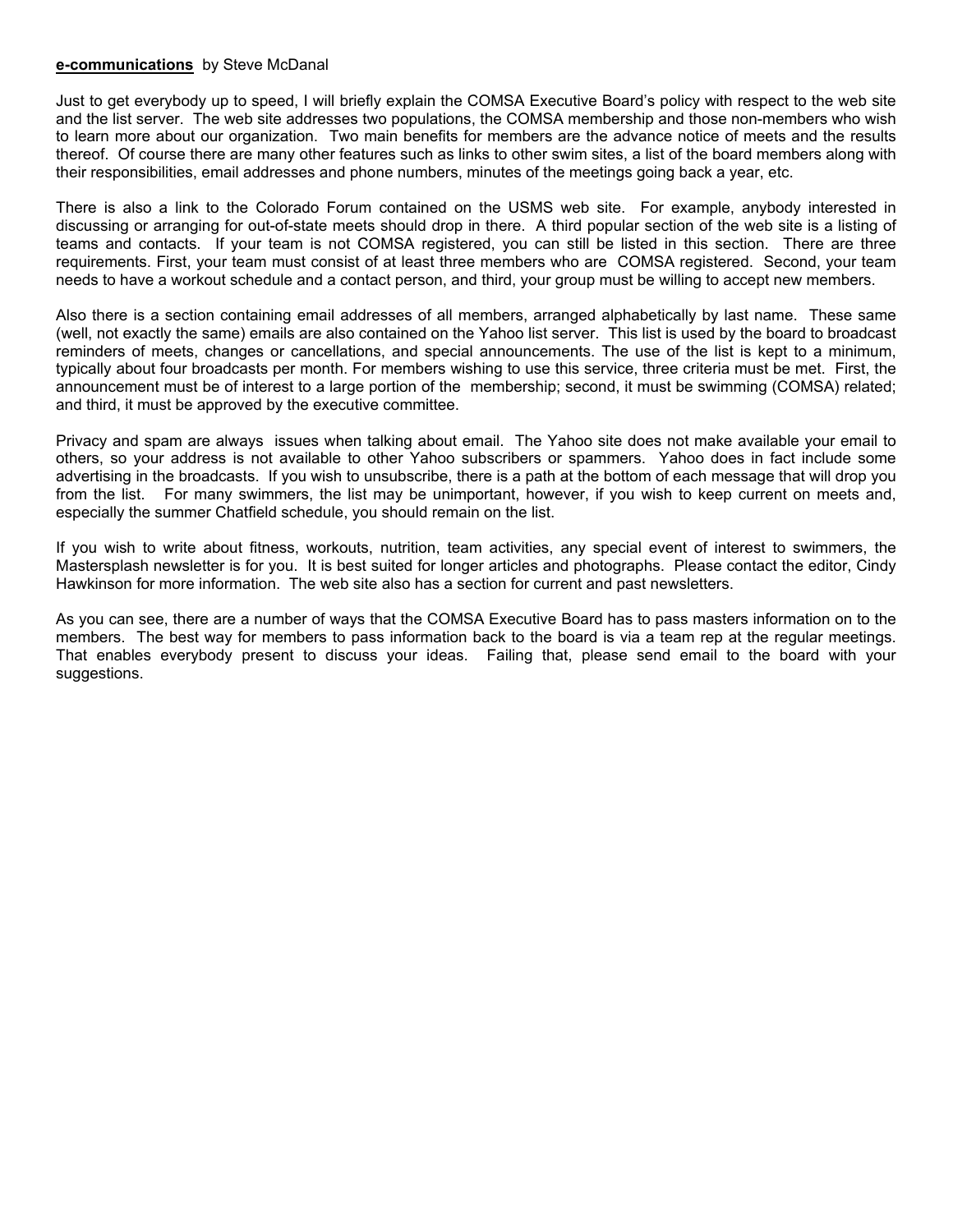**e-communications** by Steve McDanal

Just to get everybody up to speed, I will briefly explain the COMSA Executive Board's policy with respect to the web site and the list server. The web site addresses two populations, the COMSA membership and those non-members who wish to learn more about our organization. Two main benefits for members are the advance notice of meets and the results thereof. Of course there are many other features such as links to other swim sites, a list of the board members along with their responsibilities, email addresses and phone numbers, minutes of the meetings going back a year, etc.

There is also a link to the Colorado Forum contained on the USMS web site. For example, anybody interested in discussing or arranging for out-of-state meets should drop in there. A third popular section of the web site is a listing of teams and contacts. If your team is not COMSA registered, you can still be listed in this section. There are three requirements. First, your team must consist of at least three members who are COMSA registered. Second, your team needs to have a workout schedule and a contact person, and third, your group must be willing to accept new members.

Also there is a section containing email addresses of all members, arranged alphabetically by last name. These same (well, not exactly the same) emails are also contained on the Yahoo list server. This list is used by the board to broadcast reminders of meets, changes or cancellations, and special announcements. The use of the list is kept to a minimum, typically about four broadcasts per month. For members wishing to use this service, three criteria must be met. First, the announcement must be of interest to a large portion of the membership; second, it must be swimming (COMSA) related; and third, it must be approved by the executive committee.

Privacy and spam are always issues when talking about email. The Yahoo site does not make available your email to others, so your address is not available to other Yahoo subscribers or spammers. Yahoo does in fact include some advertising in the broadcasts. If you wish to unsubscribe, there is a path at the bottom of each message that will drop you from the list. For many swimmers, the list may be unimportant, however, if you wish to keep current on meets and, especially the summer Chatfield schedule, you should remain on the list.

If you wish to write about fitness, workouts, nutrition, team activities, any special event of interest to swimmers, the Mastersplash newsletter is for you. It is best suited for longer articles and photographs. Please contact the editor, Cindy Hawkinson for more information. The web site also has a section for current and past newsletters.

As you can see, there are a number of ways that the COMSA Executive Board has to pass masters information on to the members. The best way for members to pass information back to the board is via a team rep at the regular meetings. That enables everybody present to discuss your ideas. Failing that, please send email to the board with your suggestions.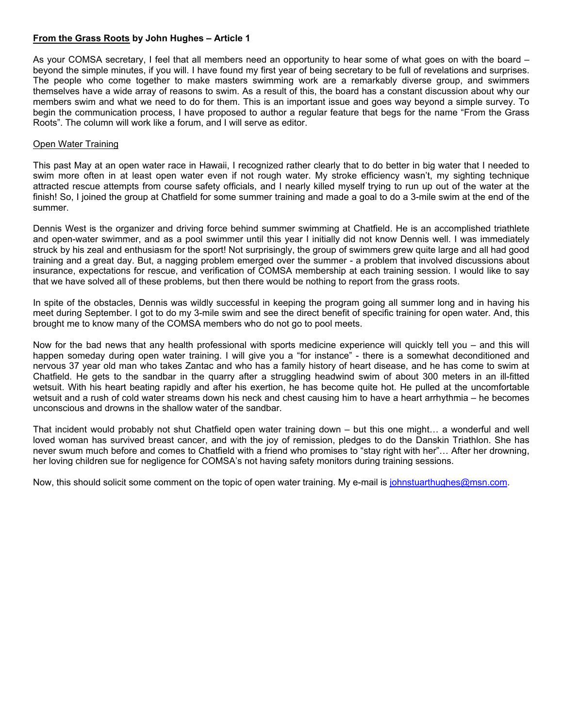**<u>From the Grass Roots</u> by John Hughes – Article 1**

As your COMSA secretary, I feel that all members need an opportunity to hear some of what goes on with the board – beyond the simple minutes, if you will. I have found my first year of being secretary to be full of revelations and surprises. The people who come together to make masters swimming work are a remarkably diverse group, and swimmers themselves have a wide array of reasons to swim. As a result of this, the board has a constant discussion about why our members swim and what we need to do for them. This is an important issue and goes way beyond a simple survey. To begin the communication process, I have proposed to author a regular feature that begs for the name "From the Grass Roots". The column will work like a forum, and I will serve as editor.

<u>Open Water Training</u>

This past May at an open water race in Hawaii, I recognized rather clearly that to do better in big water that I needed to swim more often in at least open water even if not rough water. My stroke efficiency wasn't, my sighting technique attracted rescue attempts from course safety officials, and I nearly killed myself trying to run up out of the water at the finish! So, I joined the group at Chatfield for some summer training and made a goal to do a 3-mile swim at the end of the summer.

Dennis West is the organizer and driving force behind summer swimming at Chatfield. He is an accomplished triathlete and open-water swimmer, and as a pool swimmer until this year I initially did not know Dennis well. I was immediately struck by his zeal and enthusiasm for the sport! Not surprisingly, the group of swimmers grew quite large and all had good training and a great day. But, a nagging problem emerged over the summer - a problem that involved discussions about insurance, expectations for rescue, and verification of COMSA membership at each training session. I would like to say that we have solved all of these problems, but then there would be nothing to report from the grass roots.

In spite of the obstacles, Dennis was wildly successful in keeping the program going all summer long and in having his meet during September. I got to do my 3-mile swim and see the direct benefit of specific training for open water. And, this brought me to know many of the COMSA members who do not go to pool meets.

Now for the bad news that any health professional with sports medicine experience will quickly tell you – and this will happen someday during open water training. I will give you a "for instance" - there is a somewhat deconditioned and nervous 37 year old man who takes Zantac and who has a family history of heart disease, and he has come to swim at Chatfield. He gets to the sandbar in the quarry after a struggling headwind swim of about 300 meters in an ill-fitted wetsuit. With his heart beating rapidly and after his exertion, he has become quite hot. He pulled at the uncomfortable wetsuit and a rush of cold water streams down his neck and chest causing him to have a heart arrhythmia – he becomes unconscious and drowns in the shallow water of the sandbar.

That incident would probably not shut Chatfield open water training down – but this one might… a wonderful and well loved woman has survived breast cancer, and with the joy of remission, pledges to do the Danskin Triathlon. She has never swum much before and comes to Chatfield with a friend who promises to "stay right with her"… After her drowning, her loving children sue for negligence for COMSA's not having safety monitors during training sessions.

Now, this should solicit some comment on the topic of open water training. My e-mail is johnstuarthughes@msn.com.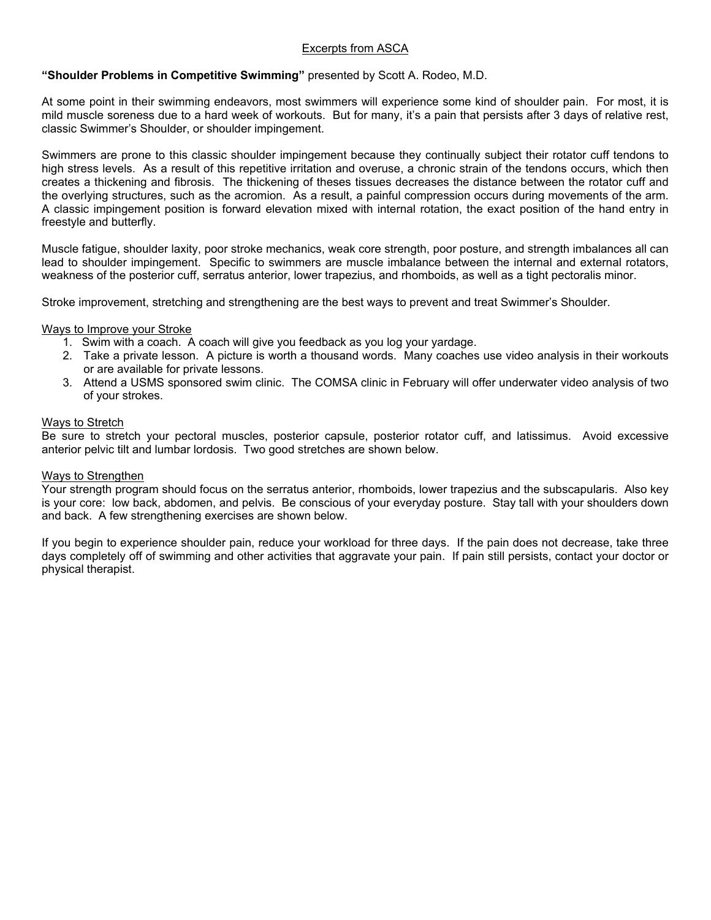Excerpts from ASCA

**“Shoulder Problems in Competitive Swimming”** presented by Scott A. Rodeo, M.D.

At some point in their swimming endeavors, most swimmers will experience some kind of shoulder pain. For most, it is mild muscle soreness due to a hard week of workouts. But for many, it’s a pain that persists after 3 days of relative rest, classic Swimmer’s Shoulder, or shoulder impingement.

Swimmers are prone to this classic shoulder impingement because they continually subject their rotator cuff tendons to high stress levels. As a result of this repetitive irritation and overuse, a chronic strain of the tendons occurs, which then creates a thickening and fibrosis. The thickening of theses tissues decreases the distance between the rotator cuff and the overlying structures, such as the acromion. As a result, a painful compression occurs during movements of the arm. A classic impingement position is forward elevation mixed with internal rotation, the exact position of the hand entry in freestyle and butterfly.

Muscle fatigue, shoulder laxity, poor stroke mechanics, weak core strength, poor posture, and strength imbalances all can lead to shoulder impingement. Specific to swimmers are muscle imbalance between the internal and external rotators, weakness of the posterior cuff, serratus anterior, lower trapezius, and rhomboids, as well as a tight pectoralis minor.

Stroke improvement, stretching and strengthening are the best ways to prevent and treat Swimmer’s Shoulder.

Ways to Improve your Stroke

1. Swim with a coach. A coach will give you feedback as you log your yardage.
2. Take a private lesson. A picture is worth a thousand words. Many coaches use video analysis in their workouts or are available for private lessons.
3. Attend a USMS sponsored swim clinic. The COMSA clinic in February will offer underwater video analysis of two of your strokes.

Ways to Stretch

Be sure to stretch your pectoral muscles, posterior capsule, posterior rotator cuff, and latissimus. Avoid excessive anterior pelvic tilt and lumbar lordosis. Two good stretches are shown below.

Ways to Strengthen

Your strength program should focus on the serratus anterior, rhomboids, lower trapezius and the subscapularis. Also key is your core: low back, abdomen, and pelvis. Be conscious of your everyday posture. Stay tall with your shoulders down and back. A few strengthening exercises are shown below.

If you begin to experience shoulder pain, reduce your workload for three days. If the pain does not decrease, take three days completely off of swimming and other activities that aggravate your pain. If pain still persists, contact your doctor or physical therapist.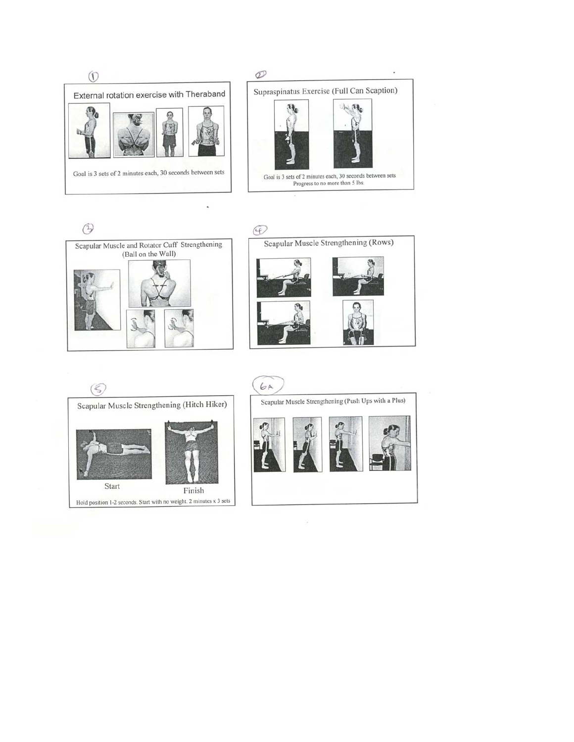①

## External rotation exercise with Theraband

Goal is 3 sets of 2 minutes each, 30 seconds between sets

②

## Supraspinatus Exercise (Full Can Scaption)

Goal is 3 sets of 2 minutes each, 30 seconds between sets
Progress to no more than 5 lbs.

③

## Scapular Muscle and Rotator Cuff Strengthening (Ball on the Wall)

④

## Scapular Muscle Strengthening (Rows)

⑤

## Scapular Muscle Strengthening (Hitch Hiker)

Start

Finish

Hold position 1-2 seconds. Start with no weight. 2 minutes x 3 sets

6A

## Scapular Muscle Strengthening (Push Ups with a Plus)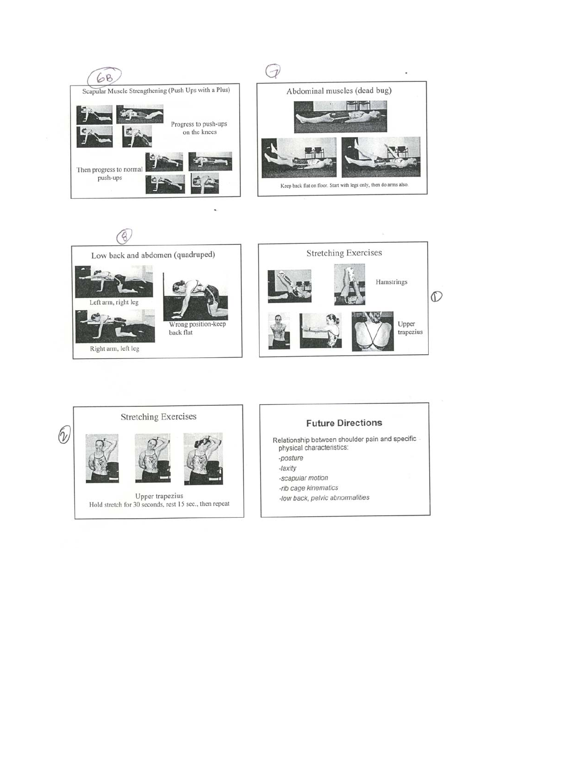6B

## Scapular Muscle Strengthening (Push Ups with a Plus)

Progress to push-ups on the knees

Then progress to normal push-ups

7

## Abdominal muscles (dead bug)

Keep back flat on floor. Start with legs only, then do arms also.

8

## Low back and abdomen (quadruped)

Left arm, right leg

Right arm, left leg

Wrong position-keep back flat

## Stretching Exercises

Hamstrings

Upper trapezius

1

2

## Stretching Exercises

Upper trapezius
Hold stretch for 30 seconds, rest 15 sec., then repeat

## Future Directions

Relationship between shoulder pain and specific physical characteristics:

*-posture*
*-laxity*
*-scapular motion*
*-rib cage kinematics*
*-low back, pelvic abnormalities*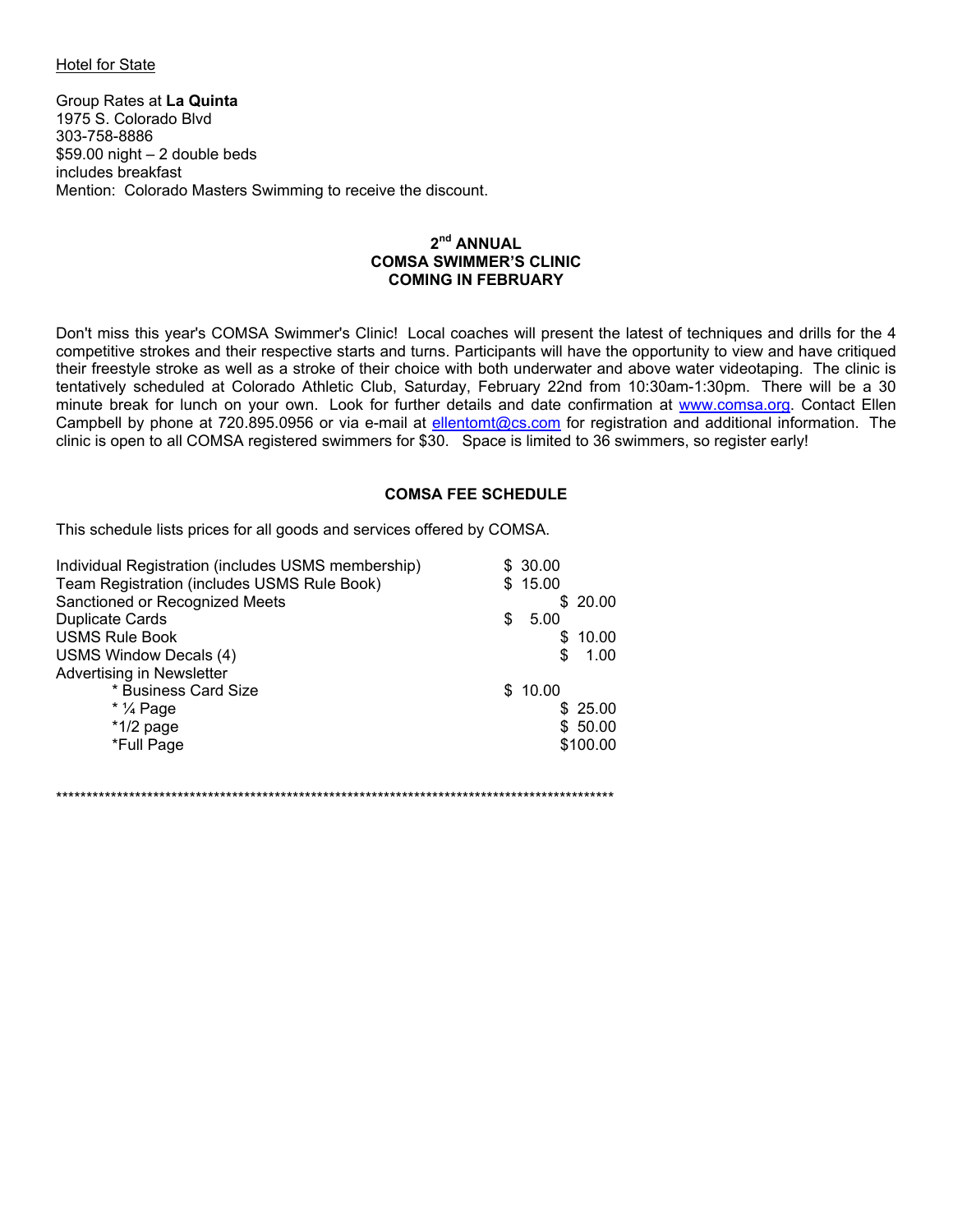Hotel for State

Group Rates at **La Quinta**
1975 S. Colorado Blvd
303-758-8886
$59.00 night – 2 double beds
includes breakfast
Mention:  Colorado Masters Swimming to receive the discount.

## 2nd ANNUAL
## COMSA SWIMMER'S CLINIC
## COMING IN FEBRUARY

Don't miss this year's COMSA Swimmer's Clinic!  Local coaches will present the latest of techniques and drills for the 4 competitive strokes and their respective starts and turns. Participants will have the opportunity to view and have critiqued their freestyle stroke as well as a stroke of their choice with both underwater and above water videotaping.  The clinic is tentatively scheduled at Colorado Athletic Club, Saturday, February 22nd from 10:30am-1:30pm.  There will be a 30 minute break for lunch on your own.  Look for further details and date confirmation at www.comsa.org. Contact Ellen Campbell by phone at 720.895.0956 or via e-mail at ellentomt@cs.com for registration and additional information.  The clinic is open to all COMSA registered swimmers for $30.   Space is limited to 36 swimmers, so register early!

## COMSA FEE SCHEDULE

This schedule lists prices for all goods and services offered by COMSA.

| Item | Price |
|---|---|
| Individual Registration (includes USMS membership) | $ 30.00 |
| Team Registration (includes USMS Rule Book) | $ 15.00 |
| Sanctioned or Recognized Meets | $ 20.00 |
| Duplicate Cards | $ 5.00 |
| USMS Rule Book | $ 10.00 |
| USMS Window Decals (4) | $ 1.00 |
| Advertising in Newsletter | |
| * Business Card Size | $ 10.00 |
| * ¼ Page | $ 25.00 |
| *1/2 page | $ 50.00 |
| *Full Page | $100.00 |

*************************************************************************************************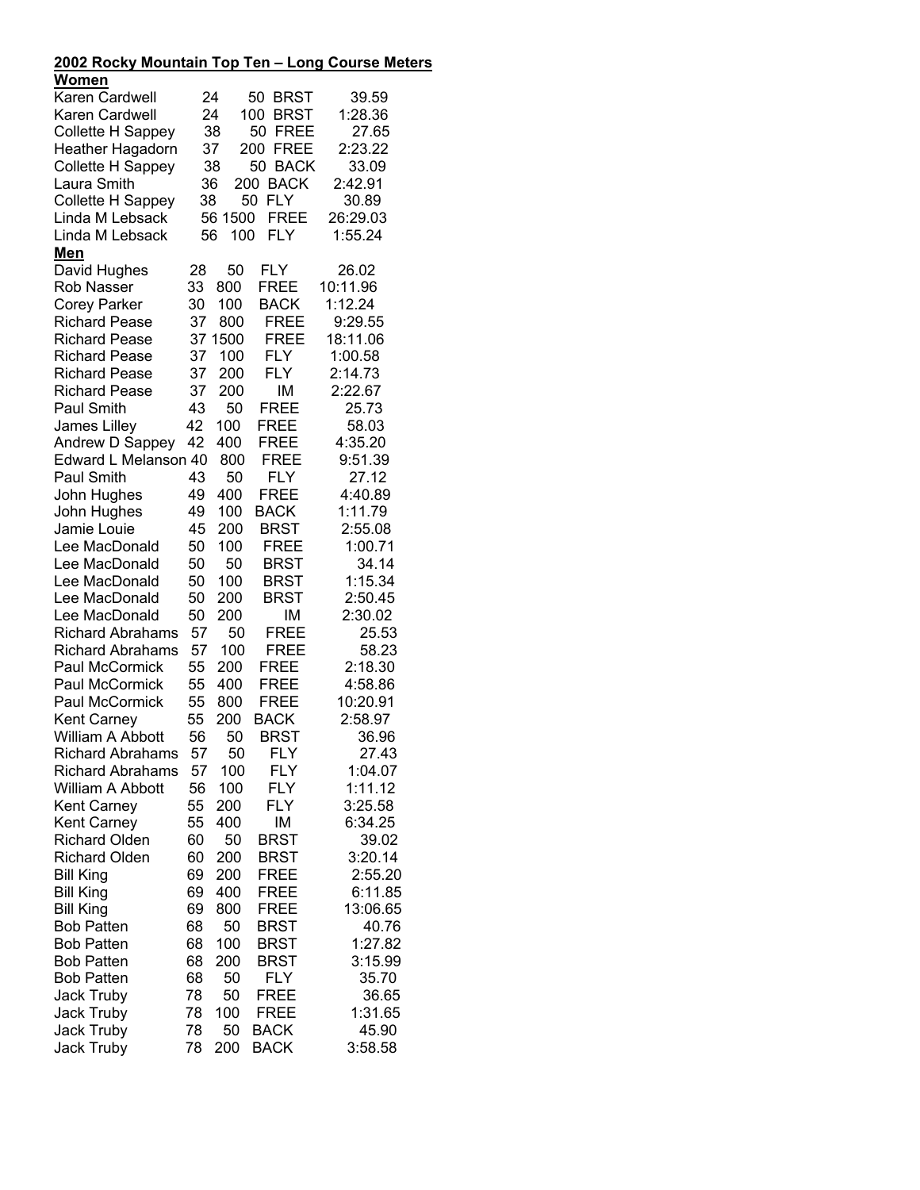## 2002 Rocky Mountain Top Ten – Long Course Meters

### Women

| Name | Age | Distance | Stroke | Time |
|---|---|---|---|---|
| Karen Cardwell | 24 | 50 | BRST | 39.59 |
| Karen Cardwell | 24 | 100 | BRST | 1:28.36 |
| Collette H Sappey | 38 | 50 | FREE | 27.65 |
| Heather Hagadorn | 37 | 200 | FREE | 2:23.22 |
| Collette H Sappey | 38 | 50 | BACK | 33.09 |
| Laura Smith | 36 | 200 | BACK | 2:42.91 |
| Collette H Sappey | 38 | 50 | FLY | 30.89 |
| Linda M Lebsack | 56 | 1500 | FREE | 26:29.03 |
| Linda M Lebsack | 56 | 100 | FLY | 1:55.24 |

### Men

| Name | Age | Distance | Stroke | Time |
|---|---|---|---|---|
| David Hughes | 28 | 50 | FLY | 26.02 |
| Rob Nasser | 33 | 800 | FREE | 10:11.96 |
| Corey Parker | 30 | 100 | BACK | 1:12.24 |
| Richard Pease | 37 | 800 | FREE | 9:29.55 |
| Richard Pease | 37 | 1500 | FREE | 18:11.06 |
| Richard Pease | 37 | 100 | FLY | 1:00.58 |
| Richard Pease | 37 | 200 | FLY | 2:14.73 |
| Richard Pease | 37 | 200 | IM | 2:22.67 |
| Paul Smith | 43 | 50 | FREE | 25.73 |
| James Lilley | 42 | 100 | FREE | 58.03 |
| Andrew D Sappey | 42 | 400 | FREE | 4:35.20 |
| Edward L Melanson | 40 | 800 | FREE | 9:51.39 |
| Paul Smith | 43 | 50 | FLY | 27.12 |
| John Hughes | 49 | 400 | FREE | 4:40.89 |
| John Hughes | 49 | 100 | BACK | 1:11.79 |
| Jamie Louie | 45 | 200 | BRST | 2:55.08 |
| Lee MacDonald | 50 | 100 | FREE | 1:00.71 |
| Lee MacDonald | 50 | 50 | BRST | 34.14 |
| Lee MacDonald | 50 | 100 | BRST | 1:15.34 |
| Lee MacDonald | 50 | 200 | BRST | 2:50.45 |
| Lee MacDonald | 50 | 200 | IM | 2:30.02 |
| Richard Abrahams | 57 | 50 | FREE | 25.53 |
| Richard Abrahams | 57 | 100 | FREE | 58.23 |
| Paul McCormick | 55 | 200 | FREE | 2:18.30 |
| Paul McCormick | 55 | 400 | FREE | 4:58.86 |
| Paul McCormick | 55 | 800 | FREE | 10:20.91 |
| Kent Carney | 55 | 200 | BACK | 2:58.97 |
| William A Abbott | 56 | 50 | BRST | 36.96 |
| Richard Abrahams | 57 | 50 | FLY | 27.43 |
| Richard Abrahams | 57 | 100 | FLY | 1:04.07 |
| William A Abbott | 56 | 100 | FLY | 1:11.12 |
| Kent Carney | 55 | 200 | FLY | 3:25.58 |
| Kent Carney | 55 | 400 | IM | 6:34.25 |
| Richard Olden | 60 | 50 | BRST | 39.02 |
| Richard Olden | 60 | 200 | BRST | 3:20.14 |
| Bill King | 69 | 200 | FREE | 2:55.20 |
| Bill King | 69 | 400 | FREE | 6:11.85 |
| Bill King | 69 | 800 | FREE | 13:06.65 |
| Bob Patten | 68 | 50 | BRST | 40.76 |
| Bob Patten | 68 | 100 | BRST | 1:27.82 |
| Bob Patten | 68 | 200 | BRST | 3:15.99 |
| Bob Patten | 68 | 50 | FLY | 35.70 |
| Jack Truby | 78 | 50 | FREE | 36.65 |
| Jack Truby | 78 | 100 | FREE | 1:31.65 |
| Jack Truby | 78 | 50 | BACK | 45.90 |
| Jack Truby | 78 | 200 | BACK | 3:58.58 |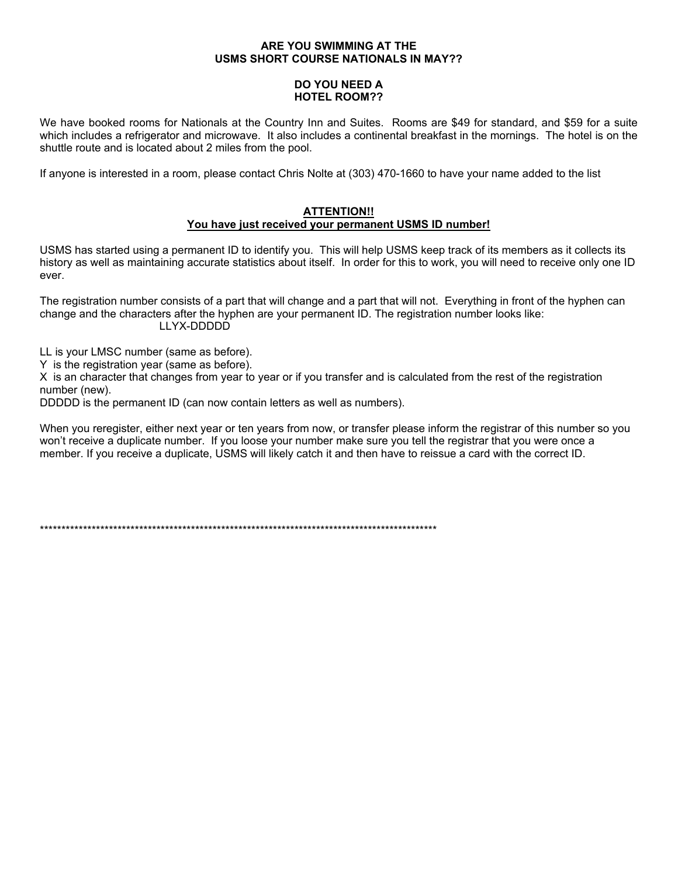**ARE YOU SWIMMING AT THE**
**USMS SHORT COURSE NATIONALS IN MAY??**

**DO YOU NEED A**
**HOTEL ROOM??**

We have booked rooms for Nationals at the Country Inn and Suites. Rooms are $49 for standard, and $59 for a suite which includes a refrigerator and microwave. It also includes a continental breakfast in the mornings. The hotel is on the shuttle route and is located about 2 miles from the pool.

If anyone is interested in a room, please contact Chris Nolte at (303) 470-1660 to have your name added to the list

## **ATTENTION!!**
## **You have just received your permanent USMS ID number!**

USMS has started using a permanent ID to identify you. This will help USMS keep track of its members as it collects its history as well as maintaining accurate statistics about itself. In order for this to work, you will need to receive only one ID ever.

The registration number consists of a part that will change and a part that will not. Everything in front of the hyphen can change and the characters after the hyphen are your permanent ID. The registration number looks like:

LLYX-DDDDD

LL is your LMSC number (same as before).
Y is the registration year (same as before).
X is an character that changes from year to year or if you transfer and is calculated from the rest of the registration number (new).
DDDDD is the permanent ID (can now contain letters as well as numbers).

When you reregister, either next year or ten years from now, or transfer please inform the registrar of this number so you won't receive a duplicate number. If you loose your number make sure you tell the registrar that you were once a member. If you receive a duplicate, USMS will likely catch it and then have to reissue a card with the correct ID.

************************************************************************************************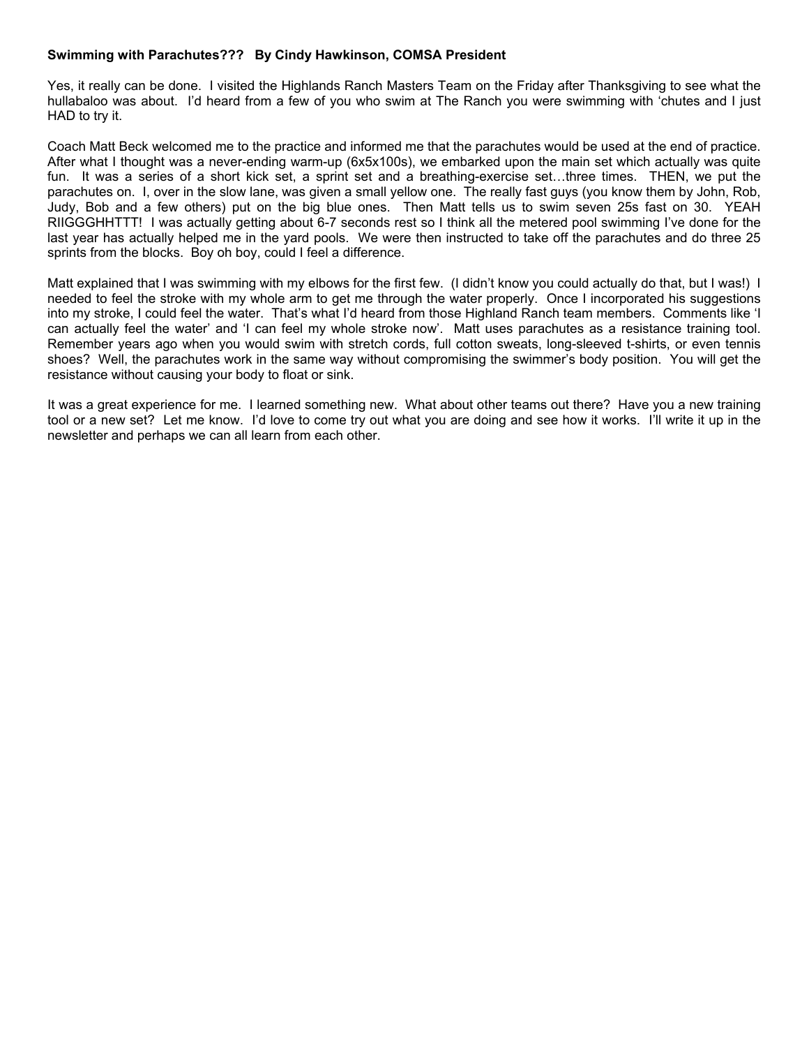**Swimming with Parachutes???   By Cindy Hawkinson, COMSA President**

Yes, it really can be done. I visited the Highlands Ranch Masters Team on the Friday after Thanksgiving to see what the hullabaloo was about. I'd heard from a few of you who swim at The Ranch you were swimming with 'chutes and I just HAD to try it.

Coach Matt Beck welcomed me to the practice and informed me that the parachutes would be used at the end of practice. After what I thought was a never-ending warm-up (6x5x100s), we embarked upon the main set which actually was quite fun. It was a series of a short kick set, a sprint set and a breathing-exercise set…three times. THEN, we put the parachutes on. I, over in the slow lane, was given a small yellow one. The really fast guys (you know them by John, Rob, Judy, Bob and a few others) put on the big blue ones. Then Matt tells us to swim seven 25s fast on 30. YEAH RIIGGGHHTTT! I was actually getting about 6-7 seconds rest so I think all the metered pool swimming I've done for the last year has actually helped me in the yard pools. We were then instructed to take off the parachutes and do three 25 sprints from the blocks. Boy oh boy, could I feel a difference.

Matt explained that I was swimming with my elbows for the first few. (I didn't know you could actually do that, but I was!) I needed to feel the stroke with my whole arm to get me through the water properly. Once I incorporated his suggestions into my stroke, I could feel the water. That's what I'd heard from those Highland Ranch team members. Comments like 'I can actually feel the water' and 'I can feel my whole stroke now'. Matt uses parachutes as a resistance training tool. Remember years ago when you would swim with stretch cords, full cotton sweats, long-sleeved t-shirts, or even tennis shoes? Well, the parachutes work in the same way without compromising the swimmer's body position. You will get the resistance without causing your body to float or sink.

It was a great experience for me. I learned something new. What about other teams out there? Have you a new training tool or a new set? Let me know. I'd love to come try out what you are doing and see how it works. I'll write it up in the newsletter and perhaps we can all learn from each other.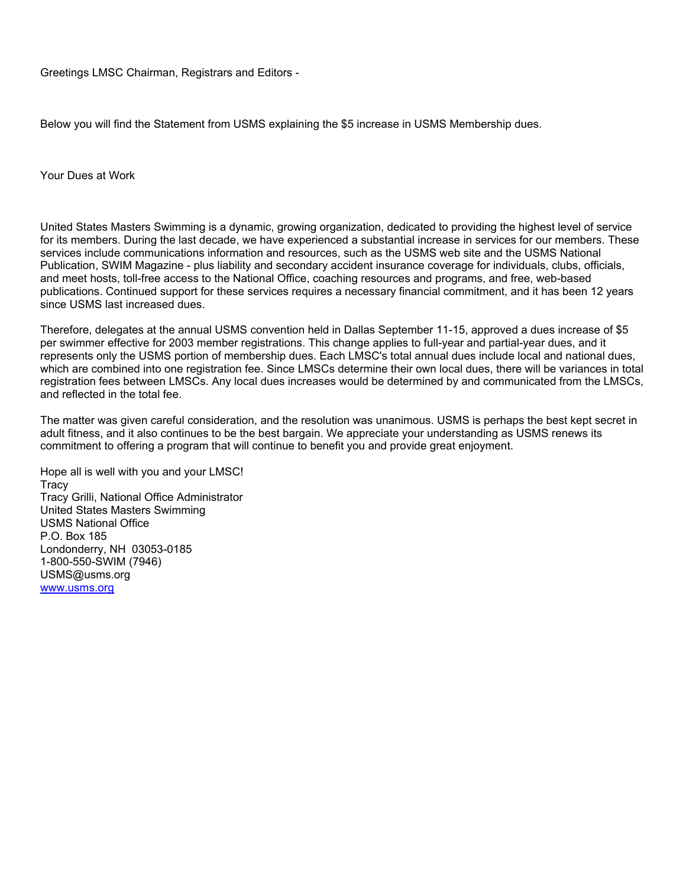Greetings LMSC Chairman, Registrars and Editors -

Below you will find the Statement from USMS explaining the $5 increase in USMS Membership dues.

Your Dues at Work

United States Masters Swimming is a dynamic, growing organization, dedicated to providing the highest level of service for its members. During the last decade, we have experienced a substantial increase in services for our members. These services include communications information and resources, such as the USMS web site and the USMS National Publication, SWIM Magazine - plus liability and secondary accident insurance coverage for individuals, clubs, officials, and meet hosts, toll-free access to the National Office, coaching resources and programs, and free, web-based publications. Continued support for these services requires a necessary financial commitment, and it has been 12 years since USMS last increased dues.

Therefore, delegates at the annual USMS convention held in Dallas September 11-15, approved a dues increase of $5 per swimmer effective for 2003 member registrations. This change applies to full-year and partial-year dues, and it represents only the USMS portion of membership dues. Each LMSC's total annual dues include local and national dues, which are combined into one registration fee. Since LMSCs determine their own local dues, there will be variances in total registration fees between LMSCs. Any local dues increases would be determined by and communicated from the LMSCs, and reflected in the total fee.

The matter was given careful consideration, and the resolution was unanimous. USMS is perhaps the best kept secret in adult fitness, and it also continues to be the best bargain. We appreciate your understanding as USMS renews its commitment to offering a program that will continue to benefit you and provide great enjoyment.

Hope all is well with you and your LMSC!  
Tracy  
Tracy Grilli, National Office Administrator  
United States Masters Swimming  
USMS National Office  
P.O. Box 185  
Londonderry, NH 03053-0185  
1-800-550-SWIM (7946)  
USMS@usms.org  
[www.usms.org](http://www.usms.org)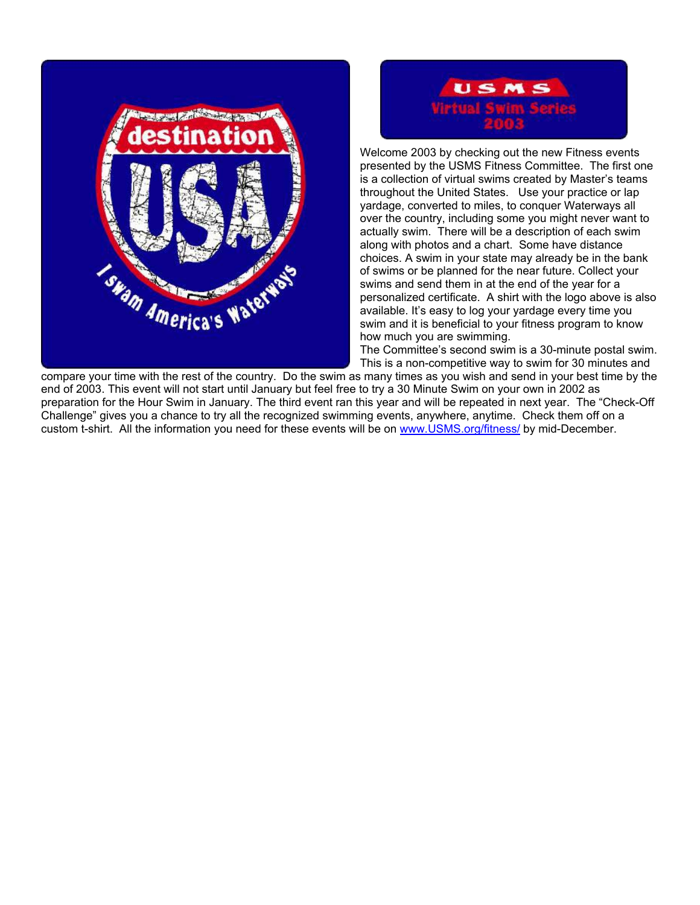USMS

Virtual Swim Series

2003

Welcome 2003 by checking out the new Fitness events presented by the USMS Fitness Committee. The first one is a collection of virtual swims created by Master's teams throughout the United States. Use your practice or lap yardage, converted to miles, to conquer Waterways all over the country, including some you might never want to actually swim. There will be a description of each swim along with photos and a chart. Some have distance choices. A swim in your state may already be in the bank of swims or be planned for the near future. Collect your swims and send them in at the end of the year for a personalized certificate. A shirt with the logo above is also available. It's easy to log your yardage every time you swim and it is beneficial to your fitness program to know how much you are swimming.

The Committee's second swim is a 30-minute postal swim. This is a non-competitive way to swim for 30 minutes and compare your time with the rest of the country. Do the swim as many times as you wish and send in your best time by the end of 2003. This event will not start until January but feel free to try a 30 Minute Swim on your own in 2002 as preparation for the Hour Swim in January. The third event ran this year and will be repeated in next year. The "Check-Off Challenge" gives you a chance to try all the recognized swimming events, anywhere, anytime. Check them off on a custom t-shirt. All the information you need for these events will be on [www.USMS.org/fitness/](http://www.USMS.org/fitness/) by mid-December.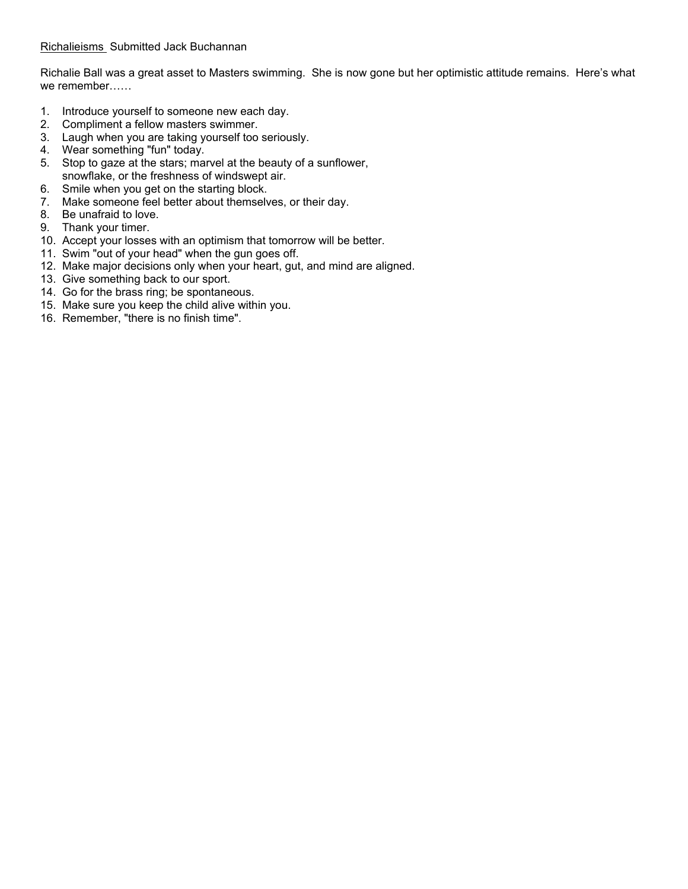<u>Richalieisms</u> Submitted Jack Buchannan

Richalie Ball was a great asset to Masters swimming. She is now gone but her optimistic attitude remains. Here's what we remember……

1. Introduce yourself to someone new each day.
2. Compliment a fellow masters swimmer.
3. Laugh when you are taking yourself too seriously.
4. Wear something "fun" today.
5. Stop to gaze at the stars; marvel at the beauty of a sunflower, snowflake, or the freshness of windswept air.
6. Smile when you get on the starting block.
7. Make someone feel better about themselves, or their day.
8. Be unafraid to love.
9. Thank your timer.
10. Accept your losses with an optimism that tomorrow will be better.
11. Swim "out of your head" when the gun goes off.
12. Make major decisions only when your heart, gut, and mind are aligned.
13. Give something back to our sport.
14. Go for the brass ring; be spontaneous.
15. Make sure you keep the child alive within you.
16. Remember, "there is no finish time".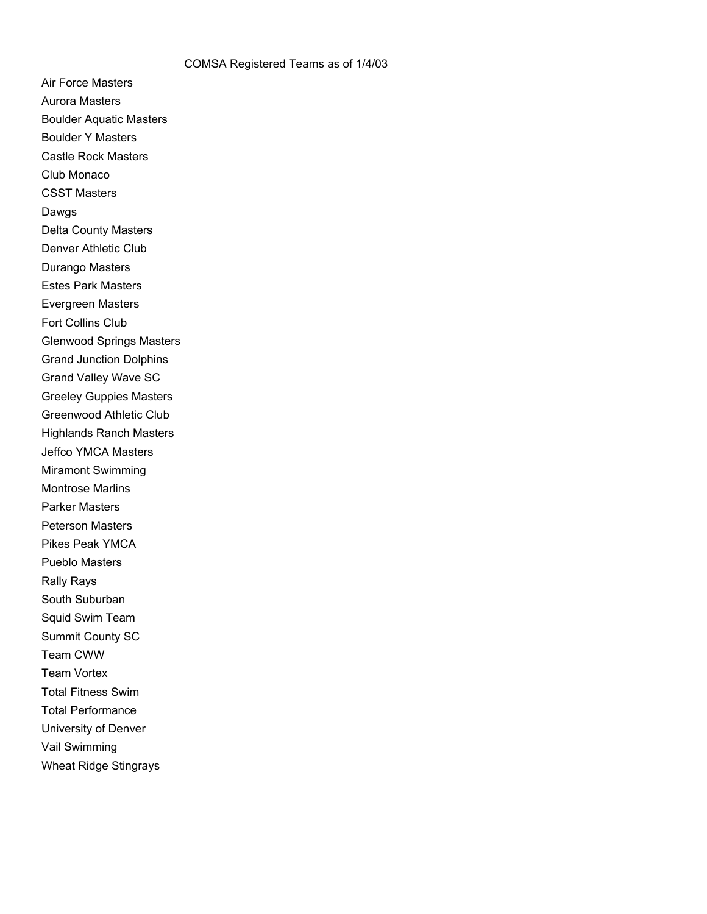# COMSA Registered Teams as of 1/4/03

Air Force Masters
Aurora Masters
Boulder Aquatic Masters
Boulder Y Masters
Castle Rock Masters
Club Monaco
CSST Masters
Dawgs
Delta County Masters
Denver Athletic Club
Durango Masters
Estes Park Masters
Evergreen Masters
Fort Collins Club
Glenwood Springs Masters
Grand Junction Dolphins
Grand Valley Wave SC
Greeley Guppies Masters
Greenwood Athletic Club
Highlands Ranch Masters
Jeffco YMCA Masters
Miramont Swimming
Montrose Marlins
Parker Masters
Peterson Masters
Pikes Peak YMCA
Pueblo Masters
Rally Rays
South Suburban
Squid Swim Team
Summit County SC
Team CWW
Team Vortex
Total Fitness Swim
Total Performance
University of Denver
Vail Swimming
Wheat Ridge Stingrays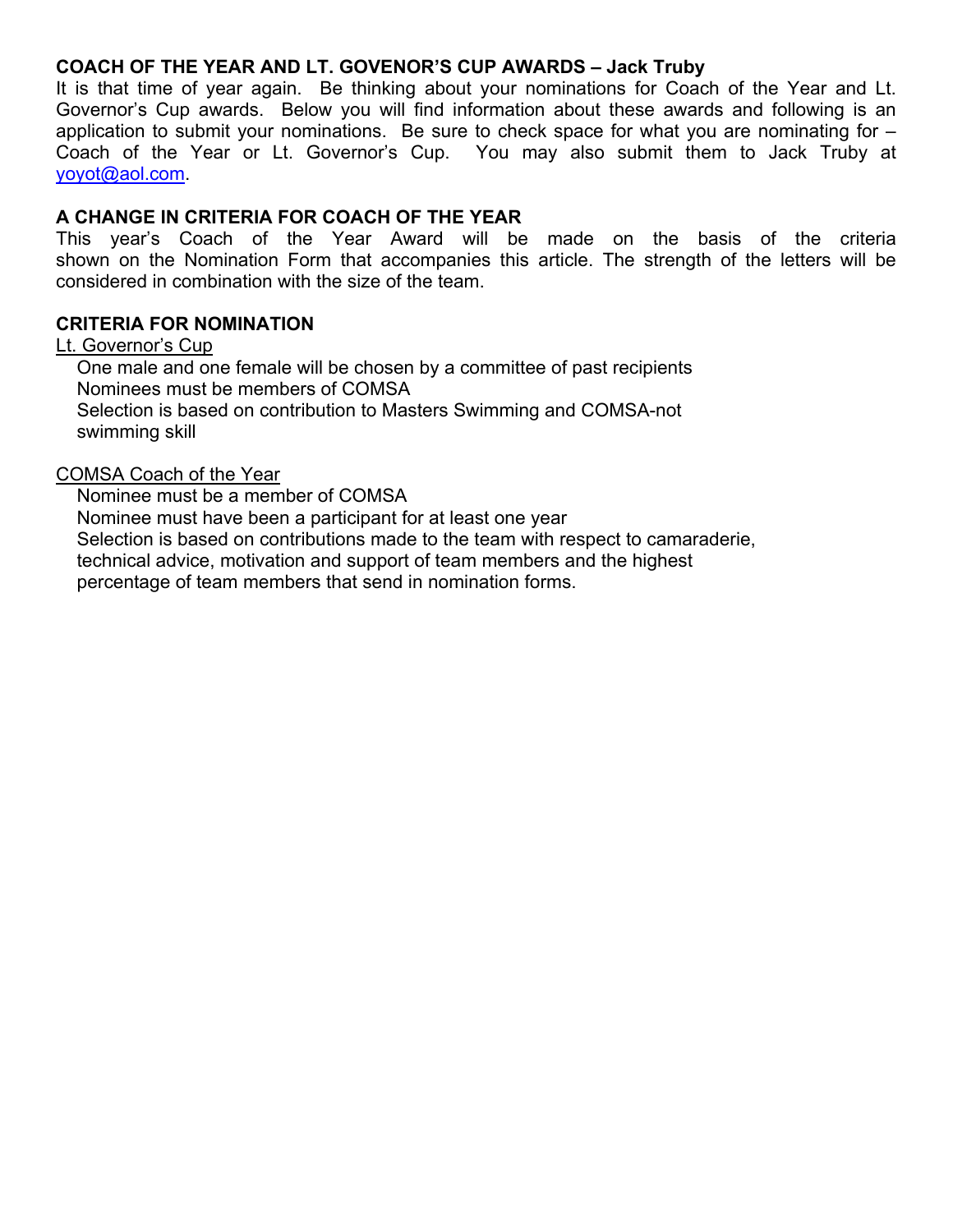## COACH OF THE YEAR AND LT. GOVENOR'S CUP AWARDS – Jack Truby

It is that time of year again. Be thinking about your nominations for Coach of the Year and Lt. Governor's Cup awards. Below you will find information about these awards and following is an application to submit your nominations. Be sure to check space for what you are nominating for – Coach of the Year or Lt. Governor's Cup. You may also submit them to Jack Truby at yoyot@aol.com.

## A CHANGE IN CRITERIA FOR COACH OF THE YEAR

This year's Coach of the Year Award will be made on the basis of the criteria shown on the Nomination Form that accompanies this article. The strength of the letters will be considered in combination with the size of the team.

## CRITERIA FOR NOMINATION

Lt. Governor's Cup

One male and one female will be chosen by a committee of past recipients
Nominees must be members of COMSA
Selection is based on contribution to Masters Swimming and COMSA-not swimming skill

COMSA Coach of the Year

Nominee must be a member of COMSA
Nominee must have been a participant for at least one year
Selection is based on contributions made to the team with respect to camaraderie, technical advice, motivation and support of team members and the highest percentage of team members that send in nomination forms.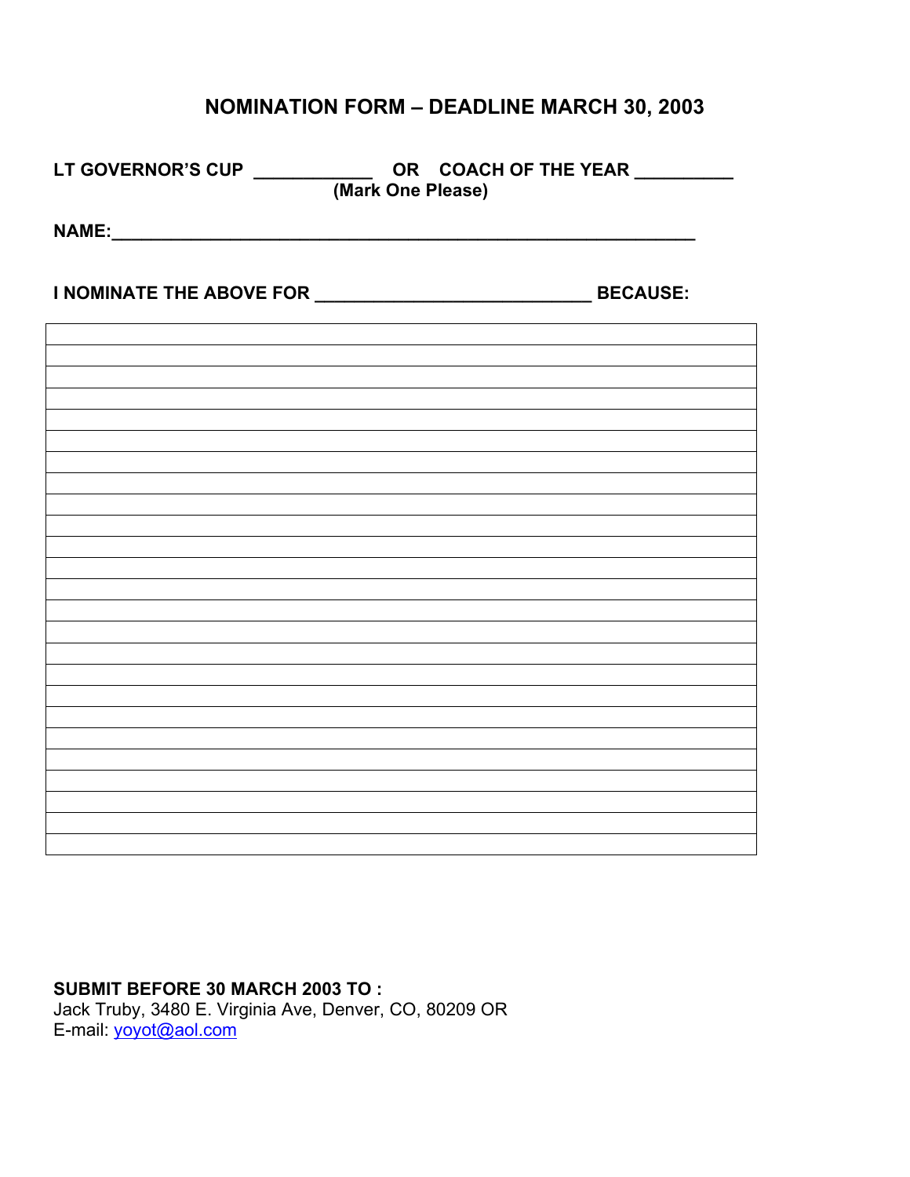# NOMINATION FORM – DEADLINE MARCH 30, 2003

**LT GOVERNOR'S CUP ____________ OR COACH OF THE YEAR _________**
**(Mark One Please)**

**NAME:___________________________________________________________**

**I NOMINATE THE ABOVE FOR ___________________________ BECAUSE:**

|  |
|---|
|  |
|  |
|  |
|  |
|  |
|  |
|  |
|  |
|  |
|  |
|  |
|  |
|  |
|  |
|  |
|  |
|  |
|  |
|  |
|  |
|  |
|  |
|  |
|  |

**SUBMIT BEFORE 30 MARCH 2003 TO :**
Jack Truby, 3480 E. Virginia Ave, Denver, CO, 80209 OR
E-mail: yoyot@aol.com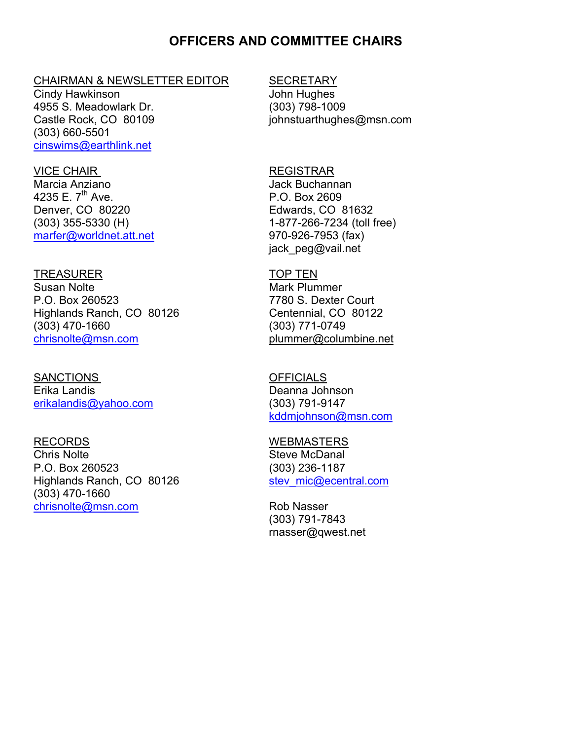# OFFICERS AND COMMITTEE CHAIRS

CHAIRMAN & NEWSLETTER EDITOR
Cindy Hawkinson
4955 S. Meadowlark Dr.
Castle Rock, CO 80109
(303) 660-5501
cinswims@earthlink.net

VICE CHAIR
Marcia Anziano
4235 E. 7th Ave.
Denver, CO 80220
(303) 355-5330 (H)
marfer@worldnet.att.net

TREASURER
Susan Nolte
P.O. Box 260523
Highlands Ranch, CO 80126
(303) 470-1660
chrisnolte@msn.com

SANCTIONS
Erika Landis
erikalandis@yahoo.com

RECORDS
Chris Nolte
P.O. Box 260523
Highlands Ranch, CO 80126
(303) 470-1660
chrisnolte@msn.com

SECRETARY
John Hughes
(303) 798-1009
johnstuarthughes@msn.com

REGISTRAR
Jack Buchannan
P.O. Box 2609
Edwards, CO 81632
1-877-266-7234 (toll free)
970-926-7953 (fax)
jack_peg@vail.net

TOP TEN
Mark Plummer
7780 S. Dexter Court
Centennial, CO 80122
(303) 771-0749
plummer@columbine.net

OFFICIALS
Deanna Johnson
(303) 791-9147
kddmjohnson@msn.com

WEBMASTERS
Steve McDanal
(303) 236-1187
stev_mic@ecentral.com

Rob Nasser
(303) 791-7843
rnasser@qwest.net